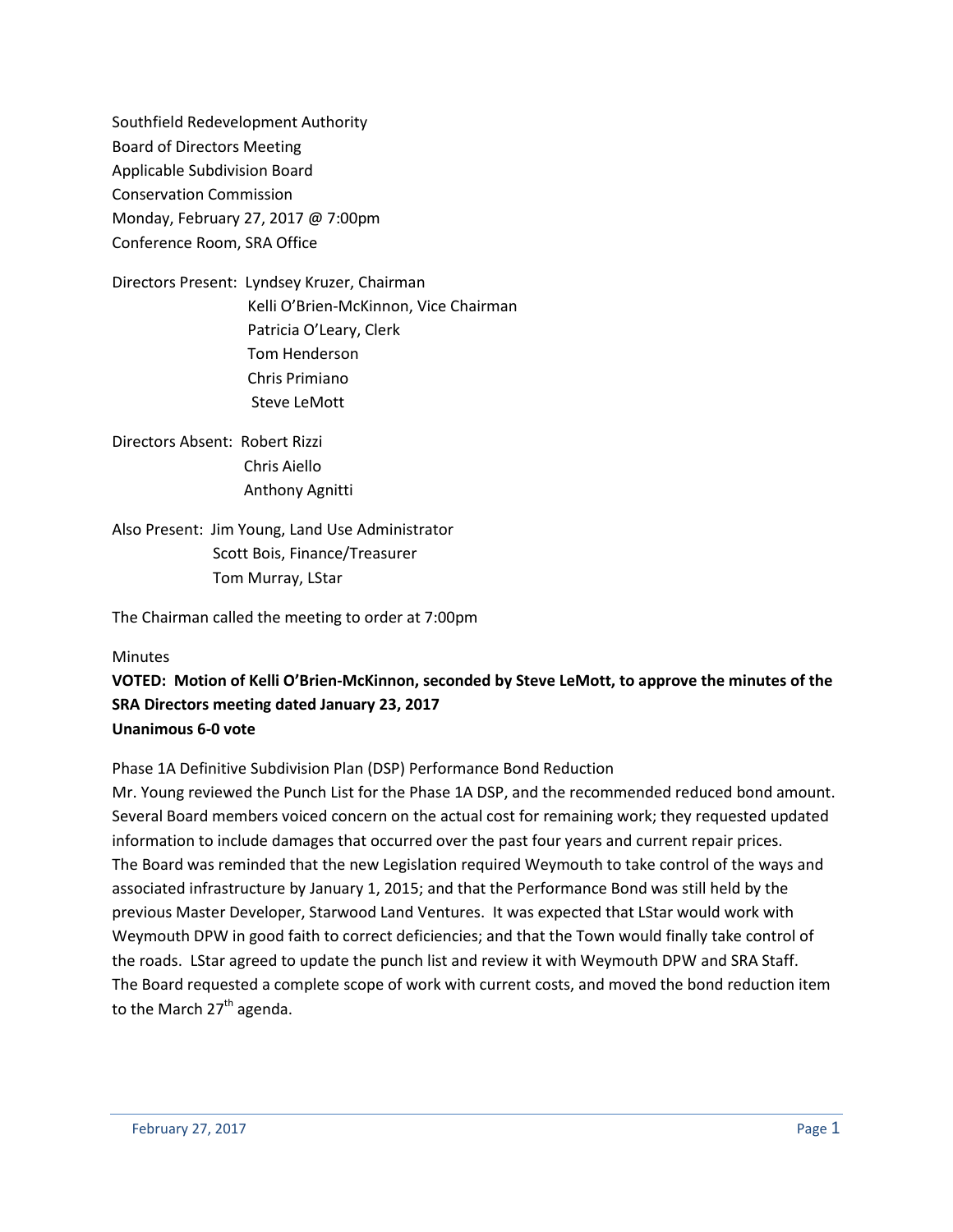Southfield Redevelopment Authority
Board of Directors Meeting
Applicable Subdivision Board
Conservation Commission
Monday, February 27, 2017 @ 7:00pm
Conference Room, SRA Office

Directors Present: Lyndsey Kruzer, Chairman
Kelli O'Brien-McKinnon, Vice Chairman
Patricia O'Leary, Clerk
Tom Henderson
Chris Primiano
Steve LeMott

Directors Absent: Robert Rizzi
Chris Aiello
Anthony Agnitti

Also Present: Jim Young, Land Use Administrator
Scott Bois, Finance/Treasurer
Tom Murray, LStar

The Chairman called the meeting to order at 7:00pm

Minutes

**VOTED: Motion of Kelli O'Brien-McKinnon, seconded by Steve LeMott, to approve the minutes of the SRA Directors meeting dated January 23, 2017**
**Unanimous 6-0 vote**

Phase 1A Definitive Subdivision Plan (DSP) Performance Bond Reduction

Mr. Young reviewed the Punch List for the Phase 1A DSP, and the recommended reduced bond amount. Several Board members voiced concern on the actual cost for remaining work; they requested updated information to include damages that occurred over the past four years and current repair prices. The Board was reminded that the new Legislation required Weymouth to take control of the ways and associated infrastructure by January 1, 2015; and that the Performance Bond was still held by the previous Master Developer, Starwood Land Ventures. It was expected that LStar would work with Weymouth DPW in good faith to correct deficiencies; and that the Town would finally take control of the roads. LStar agreed to update the punch list and review it with Weymouth DPW and SRA Staff. The Board requested a complete scope of work with current costs, and moved the bond reduction item to the March 27th agenda.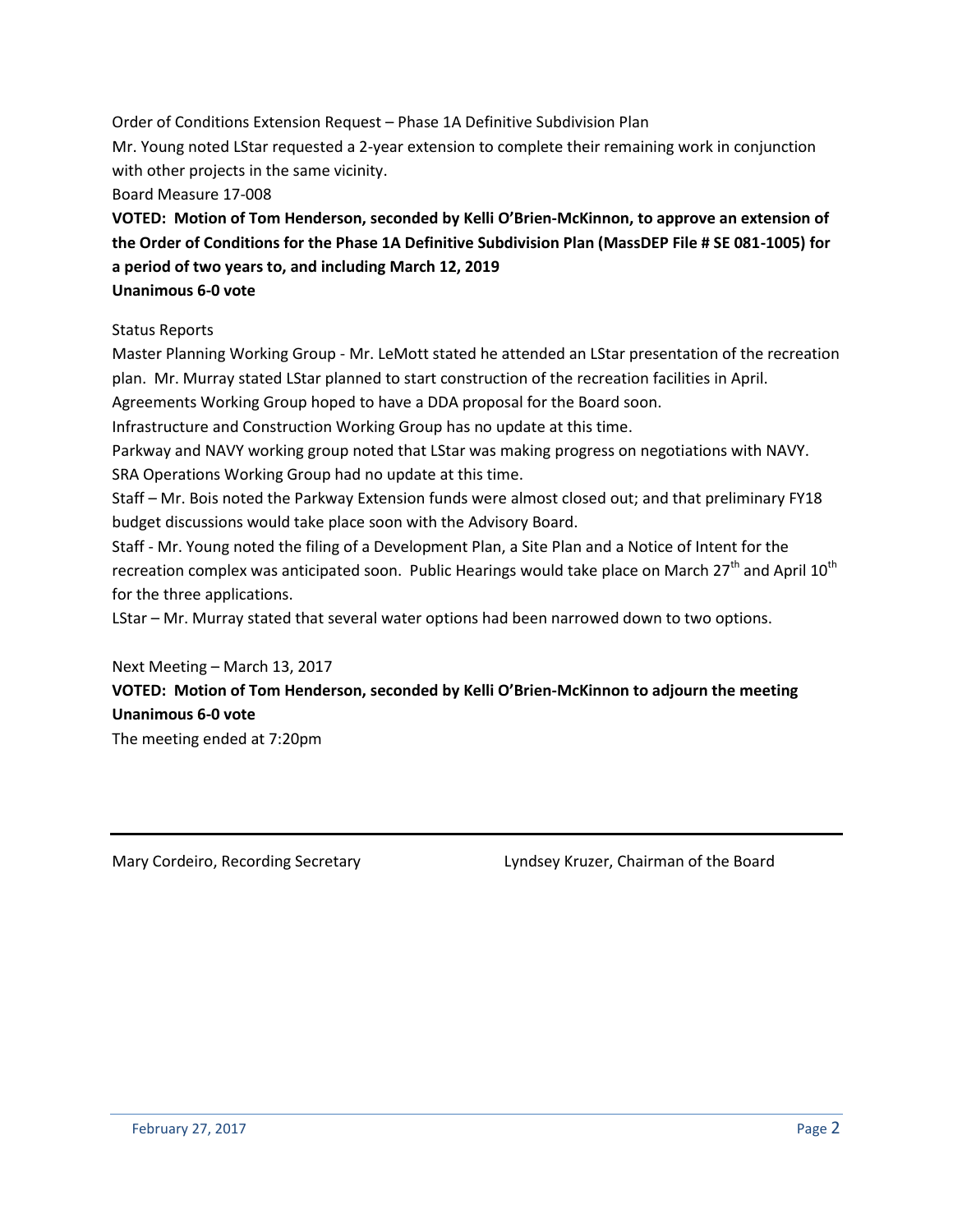Order of Conditions Extension Request – Phase 1A Definitive Subdivision Plan

Mr. Young noted LStar requested a 2-year extension to complete their remaining work in conjunction with other projects in the same vicinity.

Board Measure 17-008

**VOTED: Motion of Tom Henderson, seconded by Kelli O'Brien-McKinnon, to approve an extension of the Order of Conditions for the Phase 1A Definitive Subdivision Plan (MassDEP File # SE 081-1005) for a period of two years to, and including March 12, 2019**

**Unanimous 6-0 vote**

Status Reports

Master Planning Working Group - Mr. LeMott stated he attended an LStar presentation of the recreation plan. Mr. Murray stated LStar planned to start construction of the recreation facilities in April.

Agreements Working Group hoped to have a DDA proposal for the Board soon.

Infrastructure and Construction Working Group has no update at this time.

Parkway and NAVY working group noted that LStar was making progress on negotiations with NAVY.

SRA Operations Working Group had no update at this time.

Staff – Mr. Bois noted the Parkway Extension funds were almost closed out; and that preliminary FY18 budget discussions would take place soon with the Advisory Board.

Staff - Mr. Young noted the filing of a Development Plan, a Site Plan and a Notice of Intent for the recreation complex was anticipated soon. Public Hearings would take place on March 27th and April 10th for the three applications.

LStar – Mr. Murray stated that several water options had been narrowed down to two options.

Next Meeting – March 13, 2017

**VOTED: Motion of Tom Henderson, seconded by Kelli O'Brien-McKinnon to adjourn the meeting**

**Unanimous 6-0 vote**

The meeting ended at 7:20pm

Mary Cordeiro, Recording Secretary

Lyndsey Kruzer, Chairman of the Board